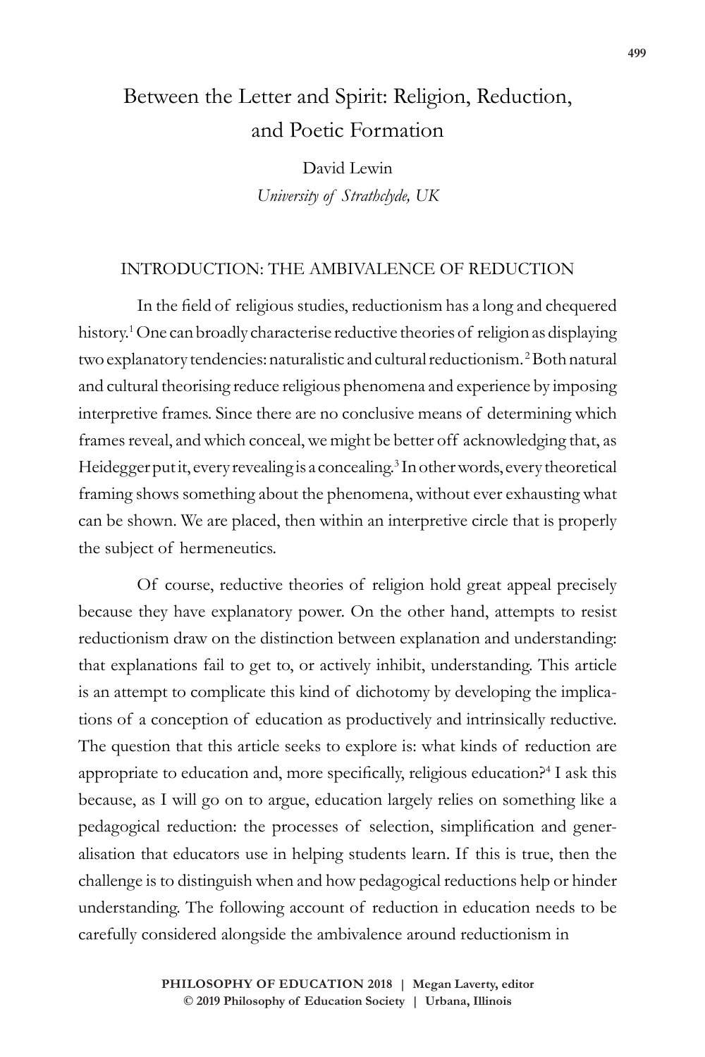# Between the Letter and Spirit: Religion, Reduction, and Poetic Formation

David Lewin
*University of Strathclyde, UK*

## INTRODUCTION: THE AMBIVALENCE OF REDUCTION

In the field of religious studies, reductionism has a long and chequered history.[1] One can broadly characterise reductive theories of religion as displaying two explanatory tendencies: naturalistic and cultural reductionism.[2] Both natural and cultural theorising reduce religious phenomena and experience by imposing interpretive frames. Since there are no conclusive means of determining which frames reveal, and which conceal, we might be better off acknowledging that, as Heidegger put it, every revealing is a concealing.[3] In other words, every theoretical framing shows something about the phenomena, without ever exhausting what can be shown. We are placed, then within an interpretive circle that is properly the subject of hermeneutics.

Of course, reductive theories of religion hold great appeal precisely because they have explanatory power. On the other hand, attempts to resist reductionism draw on the distinction between explanation and understanding: that explanations fail to get to, or actively inhibit, understanding. This article is an attempt to complicate this kind of dichotomy by developing the implications of a conception of education as productively and intrinsically reductive. The question that this article seeks to explore is: what kinds of reduction are appropriate to education and, more specifically, religious education?[4] I ask this because, as I will go on to argue, education largely relies on something like a pedagogical reduction: the processes of selection, simplification and generalisation that educators use in helping students learn. If this is true, then the challenge is to distinguish when and how pedagogical reductions help or hinder understanding. The following account of reduction in education needs to be carefully considered alongside the ambivalence around reductionism in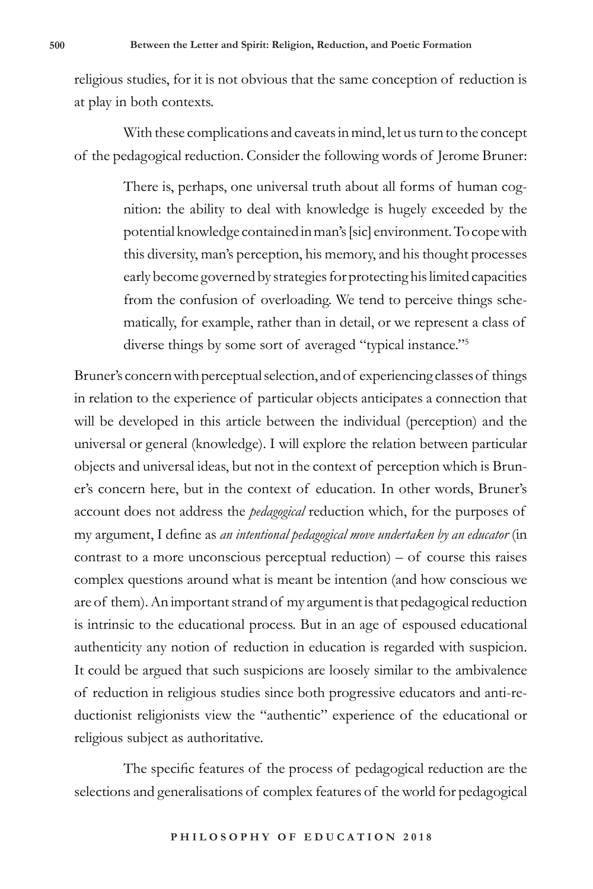religious studies, for it is not obvious that the same conception of reduction is at play in both contexts.

With these complications and caveats in mind, let us turn to the concept of the pedagogical reduction. Consider the following words of Jerome Bruner:

> There is, perhaps, one universal truth about all forms of human cognition: the ability to deal with knowledge is hugely exceeded by the potential knowledge contained in man's [sic] environment. To cope with this diversity, man's perception, his memory, and his thought processes early become governed by strategies for protecting his limited capacities from the confusion of overloading. We tend to perceive things schematically, for example, rather than in detail, or we represent a class of diverse things by some sort of averaged "typical instance."[5]

Bruner's concern with perceptual selection, and of experiencing classes of things in relation to the experience of particular objects anticipates a connection that will be developed in this article between the individual (perception) and the universal or general (knowledge). I will explore the relation between particular objects and universal ideas, but not in the context of perception which is Bruner's concern here, but in the context of education. In other words, Bruner's account does not address the *pedagogical* reduction which, for the purposes of my argument, I define as *an intentional pedagogical move undertaken by an educator* (in contrast to a more unconscious perceptual reduction) – of course this raises complex questions around what is meant be intention (and how conscious we are of them). An important strand of my argument is that pedagogical reduction is intrinsic to the educational process. But in an age of espoused educational authenticity any notion of reduction in education is regarded with suspicion. It could be argued that such suspicions are loosely similar to the ambivalence of reduction in religious studies since both progressive educators and anti-reductionist religionists view the "authentic" experience of the educational or religious subject as authoritative.

The specific features of the process of pedagogical reduction are the selections and generalisations of complex features of the world for pedagogical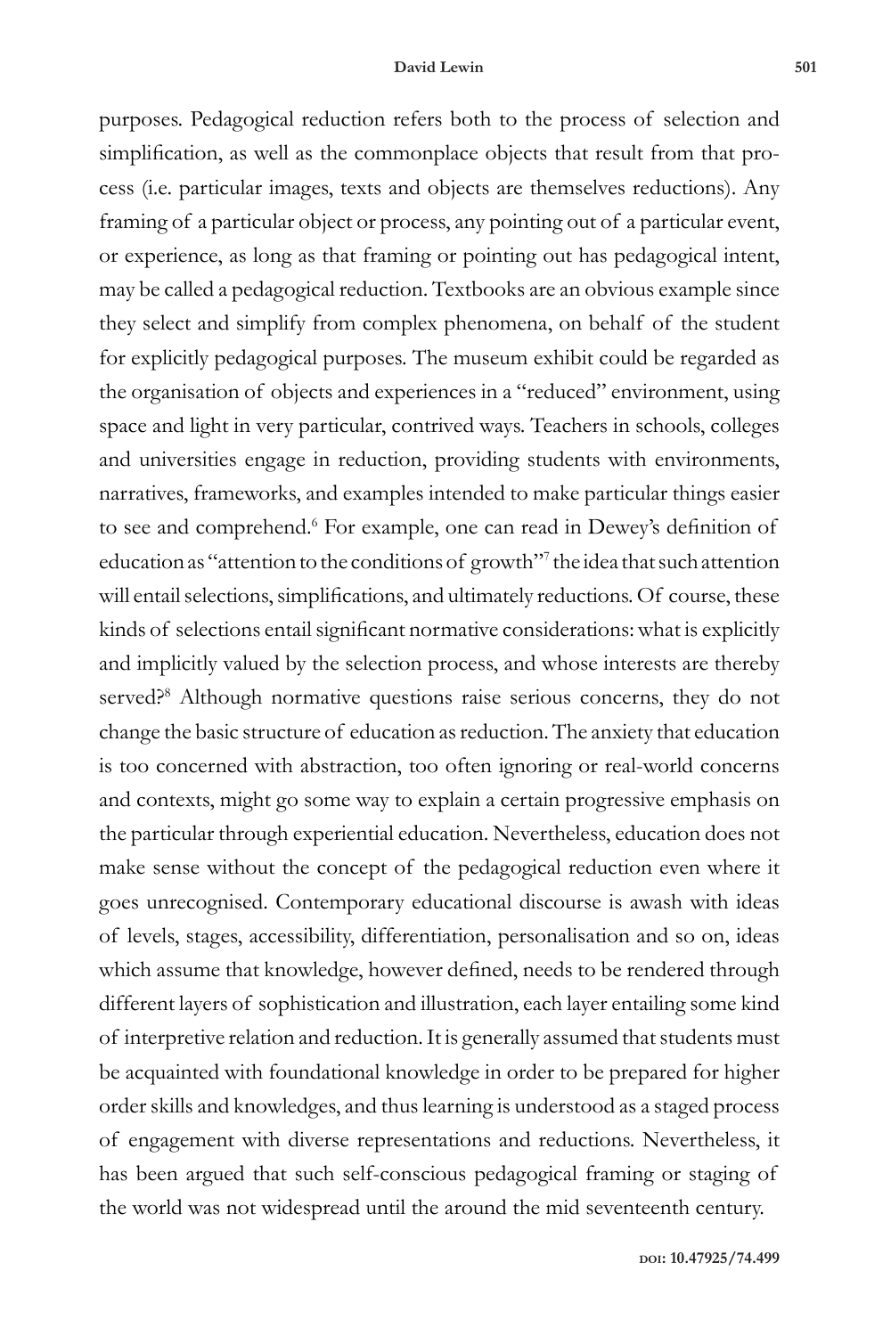purposes. Pedagogical reduction refers both to the process of selection and simplification, as well as the commonplace objects that result from that process (i.e. particular images, texts and objects are themselves reductions). Any framing of a particular object or process, any pointing out of a particular event, or experience, as long as that framing or pointing out has pedagogical intent, may be called a pedagogical reduction. Textbooks are an obvious example since they select and simplify from complex phenomena, on behalf of the student for explicitly pedagogical purposes. The museum exhibit could be regarded as the organisation of objects and experiences in a "reduced" environment, using space and light in very particular, contrived ways. Teachers in schools, colleges and universities engage in reduction, providing students with environments, narratives, frameworks, and examples intended to make particular things easier to see and comprehend.[6] For example, one can read in Dewey's definition of education as "attention to the conditions of growth"[7] the idea that such attention will entail selections, simplifications, and ultimately reductions. Of course, these kinds of selections entail significant normative considerations: what is explicitly and implicitly valued by the selection process, and whose interests are thereby served?[8] Although normative questions raise serious concerns, they do not change the basic structure of education as reduction. The anxiety that education is too concerned with abstraction, too often ignoring or real-world concerns and contexts, might go some way to explain a certain progressive emphasis on the particular through experiential education. Nevertheless, education does not make sense without the concept of the pedagogical reduction even where it goes unrecognised. Contemporary educational discourse is awash with ideas of levels, stages, accessibility, differentiation, personalisation and so on, ideas which assume that knowledge, however defined, needs to be rendered through different layers of sophistication and illustration, each layer entailing some kind of interpretive relation and reduction. It is generally assumed that students must be acquainted with foundational knowledge in order to be prepared for higher order skills and knowledges, and thus learning is understood as a staged process of engagement with diverse representations and reductions. Nevertheless, it has been argued that such self-conscious pedagogical framing or staging of the world was not widespread until the around the mid seventeenth century.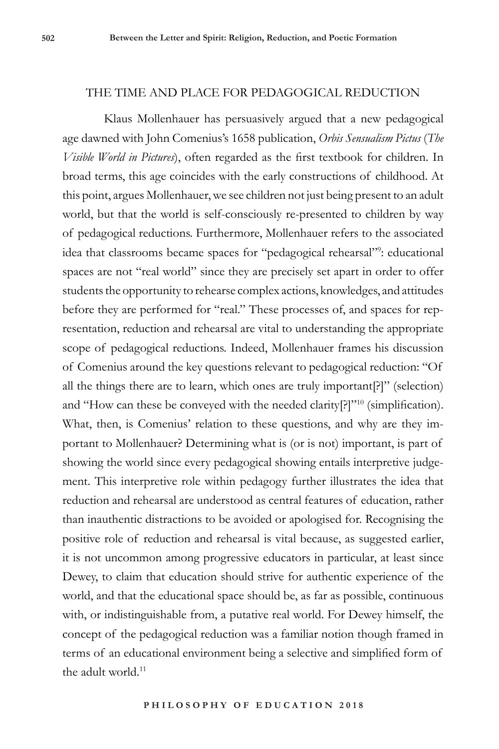## THE TIME AND PLACE FOR PEDAGOGICAL REDUCTION

Klaus Mollenhauer has persuasively argued that a new pedagogical age dawned with John Comenius's 1658 publication, *Orbis Sensualism Pictus* (*The Visible World in Pictures*), often regarded as the first textbook for children. In broad terms, this age coincides with the early constructions of childhood. At this point, argues Mollenhauer, we see children not just being present to an adult world, but that the world is self-consciously re-presented to children by way of pedagogical reductions. Furthermore, Mollenhauer refers to the associated idea that classrooms became spaces for "pedagogical rehearsal"[9]: educational spaces are not "real world" since they are precisely set apart in order to offer students the opportunity to rehearse complex actions, knowledges, and attitudes before they are performed for "real." These processes of, and spaces for representation, reduction and rehearsal are vital to understanding the appropriate scope of pedagogical reductions. Indeed, Mollenhauer frames his discussion of Comenius around the key questions relevant to pedagogical reduction: "Of all the things there are to learn, which ones are truly important[?]" (selection) and "How can these be conveyed with the needed clarity[?]"[10] (simplification). What, then, is Comenius' relation to these questions, and why are they important to Mollenhauer? Determining what is (or is not) important, is part of showing the world since every pedagogical showing entails interpretive judgement. This interpretive role within pedagogy further illustrates the idea that reduction and rehearsal are understood as central features of education, rather than inauthentic distractions to be avoided or apologised for. Recognising the positive role of reduction and rehearsal is vital because, as suggested earlier, it is not uncommon among progressive educators in particular, at least since Dewey, to claim that education should strive for authentic experience of the world, and that the educational space should be, as far as possible, continuous with, or indistinguishable from, a putative real world. For Dewey himself, the concept of the pedagogical reduction was a familiar notion though framed in terms of an educational environment being a selective and simplified form of the adult world.[11]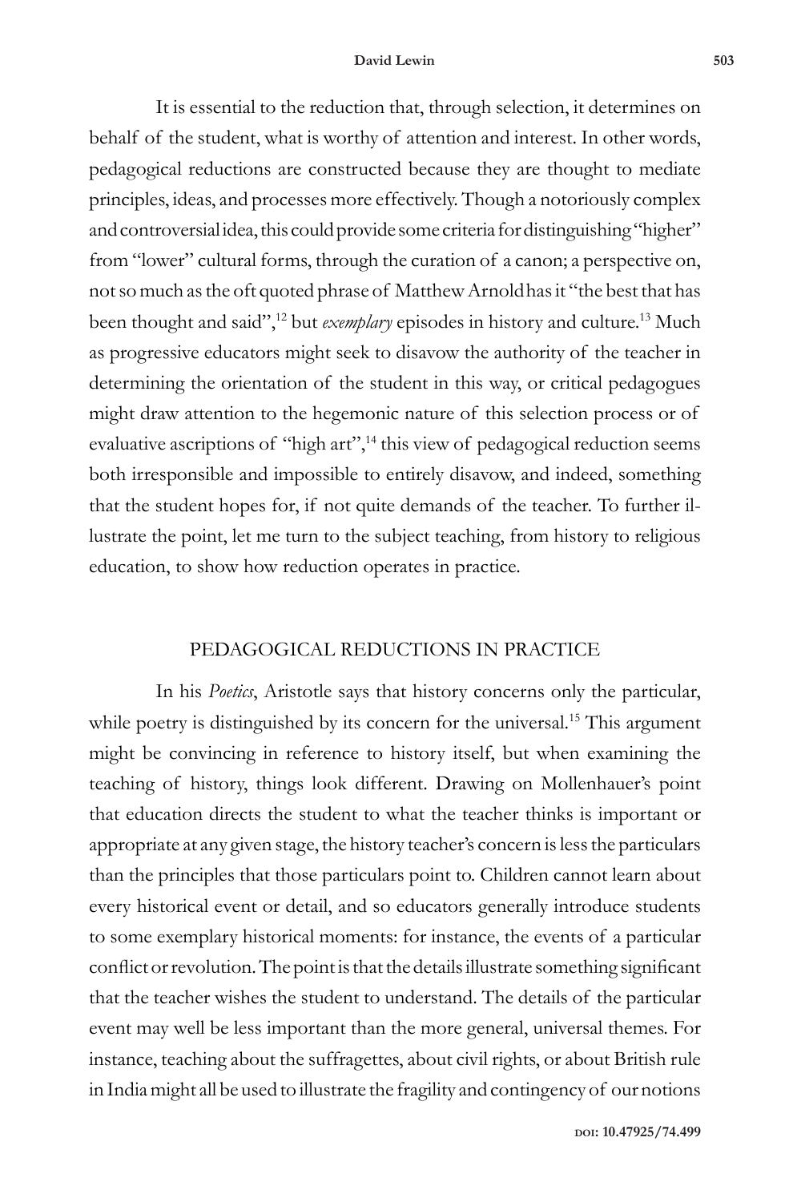It is essential to the reduction that, through selection, it determines on behalf of the student, what is worthy of attention and interest. In other words, pedagogical reductions are constructed because they are thought to mediate principles, ideas, and processes more effectively. Though a notoriously complex and controversial idea, this could provide some criteria for distinguishing "higher" from "lower" cultural forms, through the curation of a canon; a perspective on, not so much as the oft quoted phrase of Matthew Arnold has it "the best that has been thought and said",[12] but *exemplary* episodes in history and culture.[13] Much as progressive educators might seek to disavow the authority of the teacher in determining the orientation of the student in this way, or critical pedagogues might draw attention to the hegemonic nature of this selection process or of evaluative ascriptions of "high art",[14] this view of pedagogical reduction seems both irresponsible and impossible to entirely disavow, and indeed, something that the student hopes for, if not quite demands of the teacher. To further illustrate the point, let me turn to the subject teaching, from history to religious education, to show how reduction operates in practice.

## PEDAGOGICAL REDUCTIONS IN PRACTICE

In his *Poetics*, Aristotle says that history concerns only the particular, while poetry is distinguished by its concern for the universal.[15] This argument might be convincing in reference to history itself, but when examining the teaching of history, things look different. Drawing on Mollenhauer's point that education directs the student to what the teacher thinks is important or appropriate at any given stage, the history teacher's concern is less the particulars than the principles that those particulars point to. Children cannot learn about every historical event or detail, and so educators generally introduce students to some exemplary historical moments: for instance, the events of a particular conflict or revolution. The point is that the details illustrate something significant that the teacher wishes the student to understand. The details of the particular event may well be less important than the more general, universal themes. For instance, teaching about the suffragettes, about civil rights, or about British rule in India might all be used to illustrate the fragility and contingency of our notions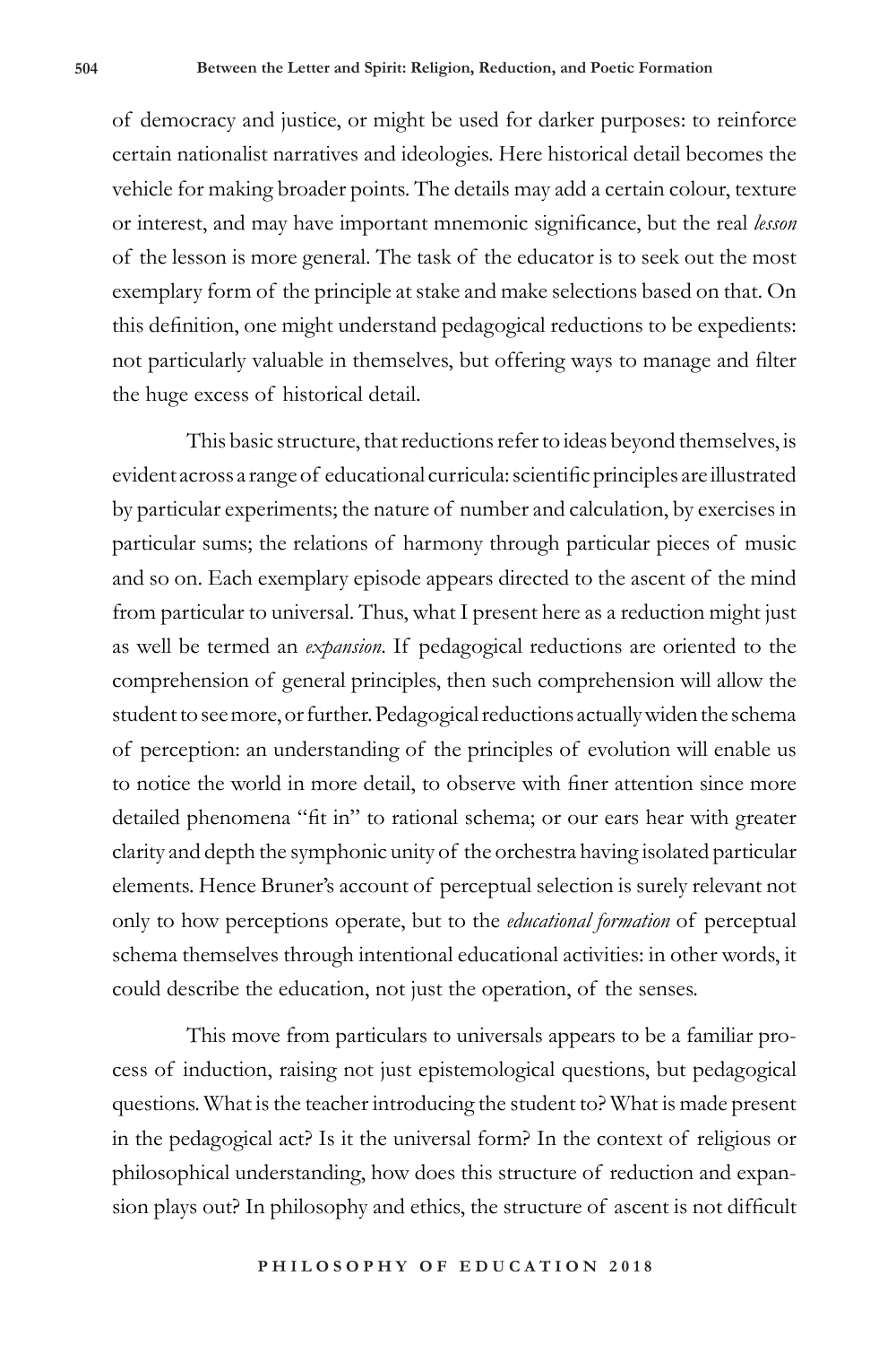of democracy and justice, or might be used for darker purposes: to reinforce certain nationalist narratives and ideologies. Here historical detail becomes the vehicle for making broader points. The details may add a certain colour, texture or interest, and may have important mnemonic significance, but the real *lesson* of the lesson is more general. The task of the educator is to seek out the most exemplary form of the principle at stake and make selections based on that. On this definition, one might understand pedagogical reductions to be expedients: not particularly valuable in themselves, but offering ways to manage and filter the huge excess of historical detail.

This basic structure, that reductions refer to ideas beyond themselves, is evident across a range of educational curricula: scientific principles are illustrated by particular experiments; the nature of number and calculation, by exercises in particular sums; the relations of harmony through particular pieces of music and so on. Each exemplary episode appears directed to the ascent of the mind from particular to universal. Thus, what I present here as a reduction might just as well be termed an *expansion*. If pedagogical reductions are oriented to the comprehension of general principles, then such comprehension will allow the student to see more, or further. Pedagogical reductions actually widen the schema of perception: an understanding of the principles of evolution will enable us to notice the world in more detail, to observe with finer attention since more detailed phenomena "fit in" to rational schema; or our ears hear with greater clarity and depth the symphonic unity of the orchestra having isolated particular elements. Hence Bruner's account of perceptual selection is surely relevant not only to how perceptions operate, but to the *educational formation* of perceptual schema themselves through intentional educational activities: in other words, it could describe the education, not just the operation, of the senses.

This move from particulars to universals appears to be a familiar process of induction, raising not just epistemological questions, but pedagogical questions. What is the teacher introducing the student to? What is made present in the pedagogical act? Is it the universal form? In the context of religious or philosophical understanding, how does this structure of reduction and expansion plays out? In philosophy and ethics, the structure of ascent is not difficult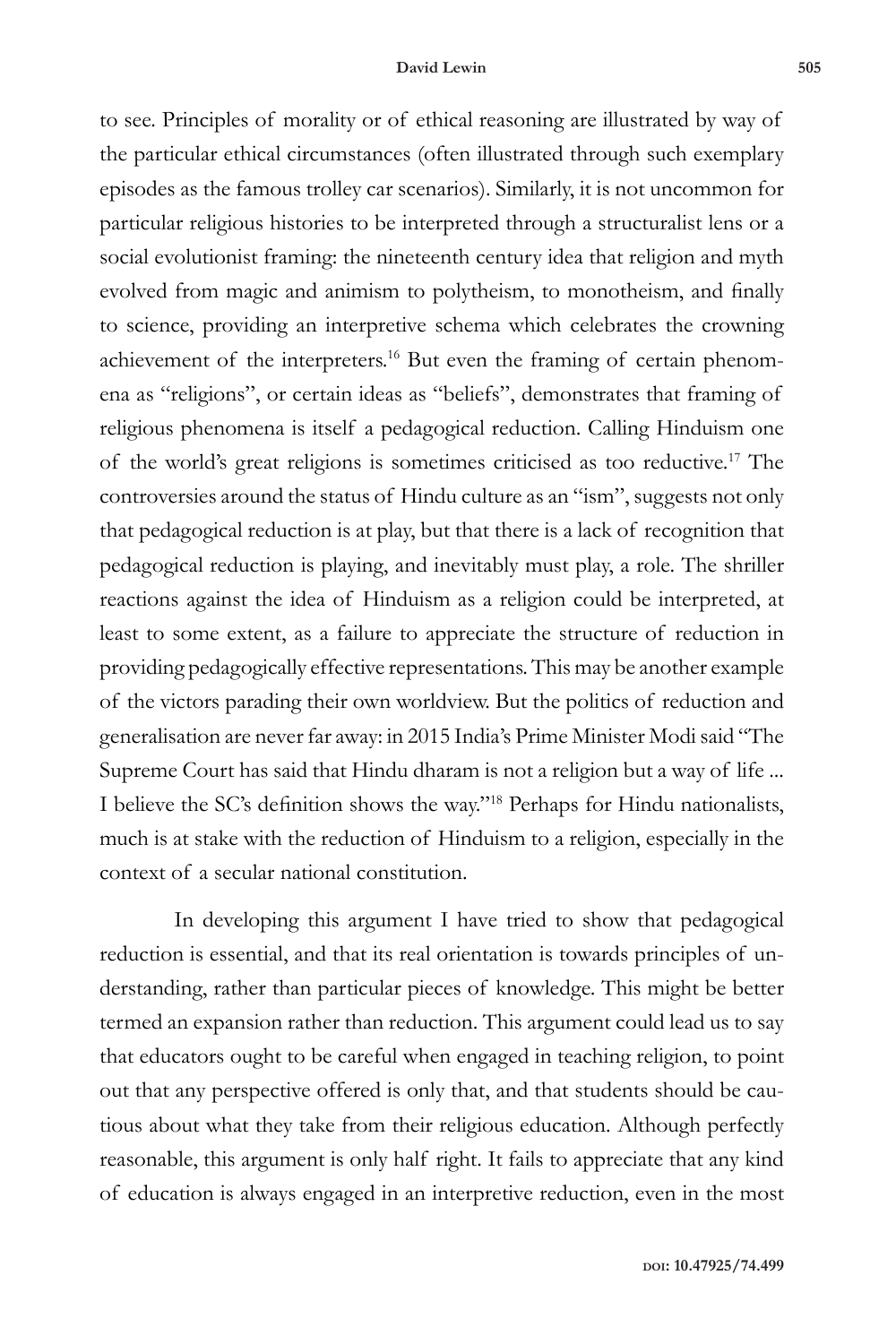to see. Principles of morality or of ethical reasoning are illustrated by way of the particular ethical circumstances (often illustrated through such exemplary episodes as the famous trolley car scenarios). Similarly, it is not uncommon for particular religious histories to be interpreted through a structuralist lens or a social evolutionist framing: the nineteenth century idea that religion and myth evolved from magic and animism to polytheism, to monotheism, and finally to science, providing an interpretive schema which celebrates the crowning achievement of the interpreters.[16] But even the framing of certain phenomena as "religions", or certain ideas as "beliefs", demonstrates that framing of religious phenomena is itself a pedagogical reduction. Calling Hinduism one of the world's great religions is sometimes criticised as too reductive.[17] The controversies around the status of Hindu culture as an "ism", suggests not only that pedagogical reduction is at play, but that there is a lack of recognition that pedagogical reduction is playing, and inevitably must play, a role. The shriller reactions against the idea of Hinduism as a religion could be interpreted, at least to some extent, as a failure to appreciate the structure of reduction in providing pedagogically effective representations. This may be another example of the victors parading their own worldview. But the politics of reduction and generalisation are never far away: in 2015 India's Prime Minister Modi said "The Supreme Court has said that Hindu dharam is not a religion but a way of life ... I believe the SC's definition shows the way."[18] Perhaps for Hindu nationalists, much is at stake with the reduction of Hinduism to a religion, especially in the context of a secular national constitution.

In developing this argument I have tried to show that pedagogical reduction is essential, and that its real orientation is towards principles of understanding, rather than particular pieces of knowledge. This might be better termed an expansion rather than reduction. This argument could lead us to say that educators ought to be careful when engaged in teaching religion, to point out that any perspective offered is only that, and that students should be cautious about what they take from their religious education. Although perfectly reasonable, this argument is only half right. It fails to appreciate that any kind of education is always engaged in an interpretive reduction, even in the most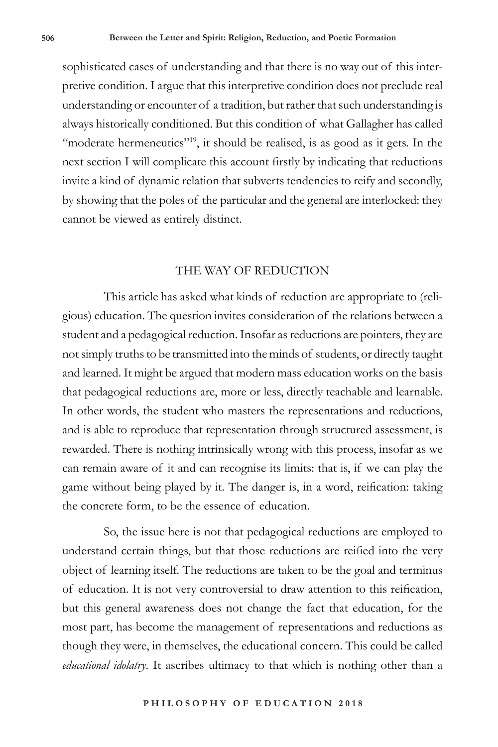sophisticated cases of understanding and that there is no way out of this interpretive condition. I argue that this interpretive condition does not preclude real understanding or encounter of a tradition, but rather that such understanding is always historically conditioned. But this condition of what Gallagher has called "moderate hermeneutics"[19], it should be realised, is as good as it gets. In the next section I will complicate this account firstly by indicating that reductions invite a kind of dynamic relation that subverts tendencies to reify and secondly, by showing that the poles of the particular and the general are interlocked: they cannot be viewed as entirely distinct.

## THE WAY OF REDUCTION

This article has asked what kinds of reduction are appropriate to (religious) education. The question invites consideration of the relations between a student and a pedagogical reduction. Insofar as reductions are pointers, they are not simply truths to be transmitted into the minds of students, or directly taught and learned. It might be argued that modern mass education works on the basis that pedagogical reductions are, more or less, directly teachable and learnable. In other words, the student who masters the representations and reductions, and is able to reproduce that representation through structured assessment, is rewarded. There is nothing intrinsically wrong with this process, insofar as we can remain aware of it and can recognise its limits: that is, if we can play the game without being played by it. The danger is, in a word, reification: taking the concrete form, to be the essence of education.

So, the issue here is not that pedagogical reductions are employed to understand certain things, but that those reductions are reified into the very object of learning itself. The reductions are taken to be the goal and terminus of education. It is not very controversial to draw attention to this reification, but this general awareness does not change the fact that education, for the most part, has become the management of representations and reductions as though they were, in themselves, the educational concern. This could be called *educational idolatry*. It ascribes ultimacy to that which is nothing other than a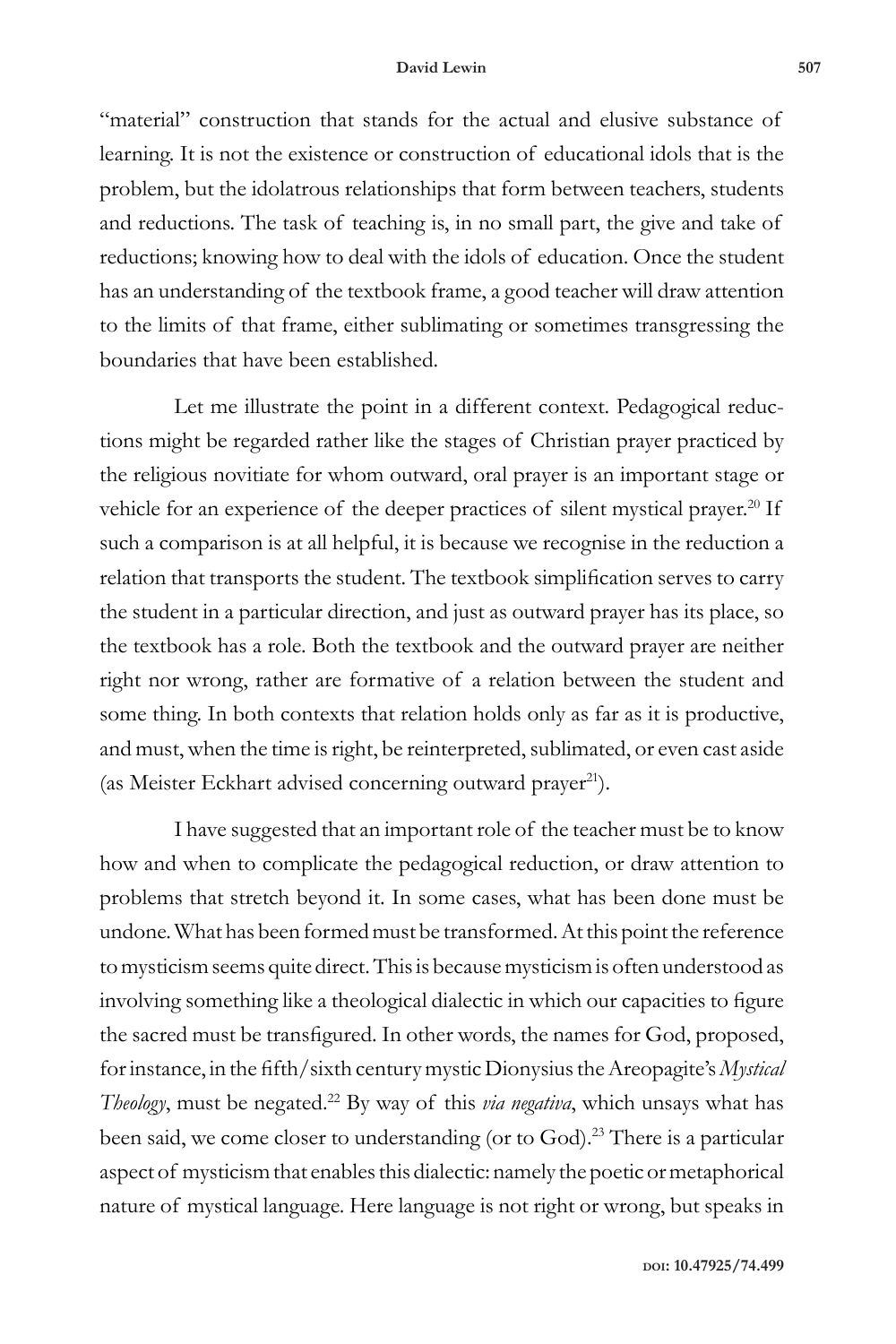"material" construction that stands for the actual and elusive substance of learning. It is not the existence or construction of educational idols that is the problem, but the idolatrous relationships that form between teachers, students and reductions. The task of teaching is, in no small part, the give and take of reductions; knowing how to deal with the idols of education. Once the student has an understanding of the textbook frame, a good teacher will draw attention to the limits of that frame, either sublimating or sometimes transgressing the boundaries that have been established.

Let me illustrate the point in a different context. Pedagogical reductions might be regarded rather like the stages of Christian prayer practiced by the religious novitiate for whom outward, oral prayer is an important stage or vehicle for an experience of the deeper practices of silent mystical prayer.[20] If such a comparison is at all helpful, it is because we recognise in the reduction a relation that transports the student. The textbook simplification serves to carry the student in a particular direction, and just as outward prayer has its place, so the textbook has a role. Both the textbook and the outward prayer are neither right nor wrong, rather are formative of a relation between the student and some thing. In both contexts that relation holds only as far as it is productive, and must, when the time is right, be reinterpreted, sublimated, or even cast aside (as Meister Eckhart advised concerning outward prayer[21]).

I have suggested that an important role of the teacher must be to know how and when to complicate the pedagogical reduction, or draw attention to problems that stretch beyond it. In some cases, what has been done must be undone. What has been formed must be transformed. At this point the reference to mysticism seems quite direct. This is because mysticism is often understood as involving something like a theological dialectic in which our capacities to figure the sacred must be transfigured. In other words, the names for God, proposed, for instance, in the fifth/sixth century mystic Dionysius the Areopagite's *Mystical Theology*, must be negated.[22] By way of this *via negativa*, which unsays what has been said, we come closer to understanding (or to God).[23] There is a particular aspect of mysticism that enables this dialectic: namely the poetic or metaphorical nature of mystical language. Here language is not right or wrong, but speaks in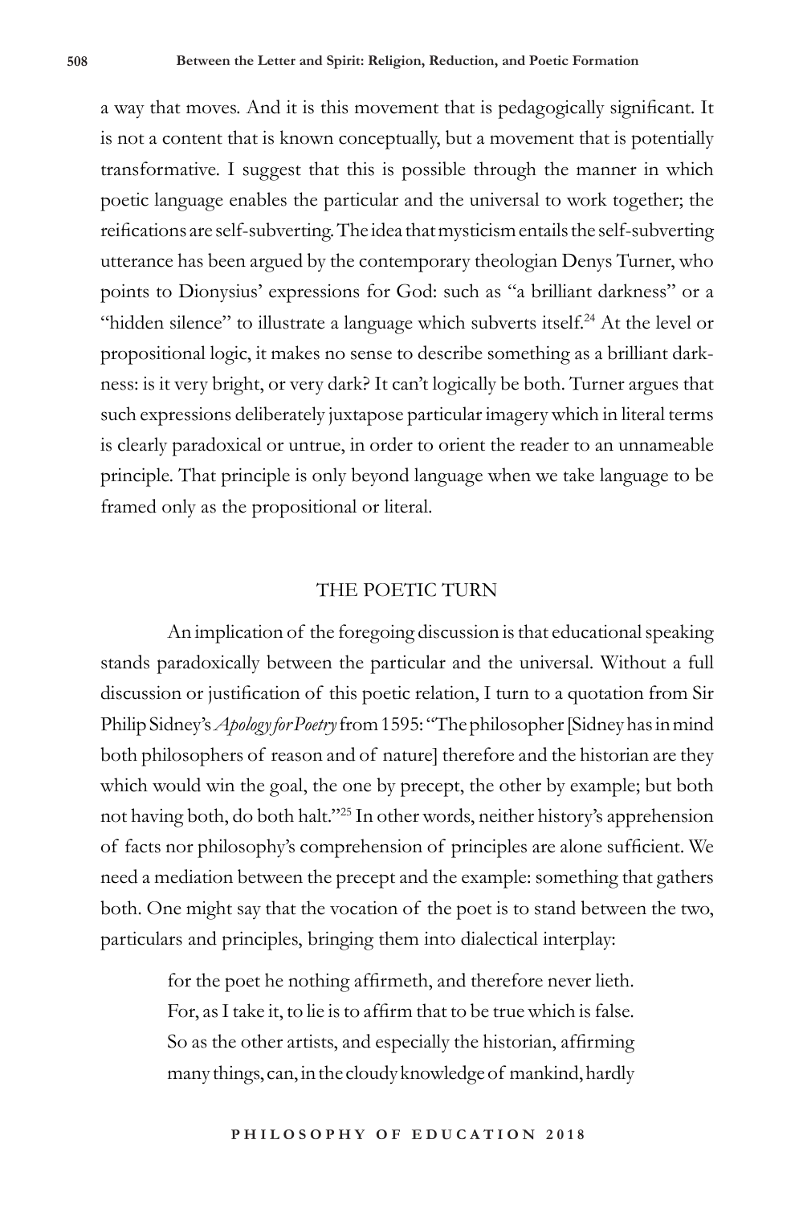a way that moves. And it is this movement that is pedagogically significant. It is not a content that is known conceptually, but a movement that is potentially transformative. I suggest that this is possible through the manner in which poetic language enables the particular and the universal to work together; the reifications are self-subverting. The idea that mysticism entails the self-subverting utterance has been argued by the contemporary theologian Denys Turner, who points to Dionysius' expressions for God: such as "a brilliant darkness" or a "hidden silence" to illustrate a language which subverts itself.[24] At the level or propositional logic, it makes no sense to describe something as a brilliant darkness: is it very bright, or very dark? It can't logically be both. Turner argues that such expressions deliberately juxtapose particular imagery which in literal terms is clearly paradoxical or untrue, in order to orient the reader to an unnameable principle. That principle is only beyond language when we take language to be framed only as the propositional or literal.

## THE POETIC TURN

An implication of the foregoing discussion is that educational speaking stands paradoxically between the particular and the universal. Without a full discussion or justification of this poetic relation, I turn to a quotation from Sir Philip Sidney's *Apology for Poetry* from 1595: "The philosopher [Sidney has in mind both philosophers of reason and of nature] therefore and the historian are they which would win the goal, the one by precept, the other by example; but both not having both, do both halt."[25] In other words, neither history's apprehension of facts nor philosophy's comprehension of principles are alone sufficient. We need a mediation between the precept and the example: something that gathers both. One might say that the vocation of the poet is to stand between the two, particulars and principles, bringing them into dialectical interplay:

> for the poet he nothing affirmeth, and therefore never lieth. For, as I take it, to lie is to affirm that to be true which is false. So as the other artists, and especially the historian, affirming many things, can, in the cloudy knowledge of mankind, hardly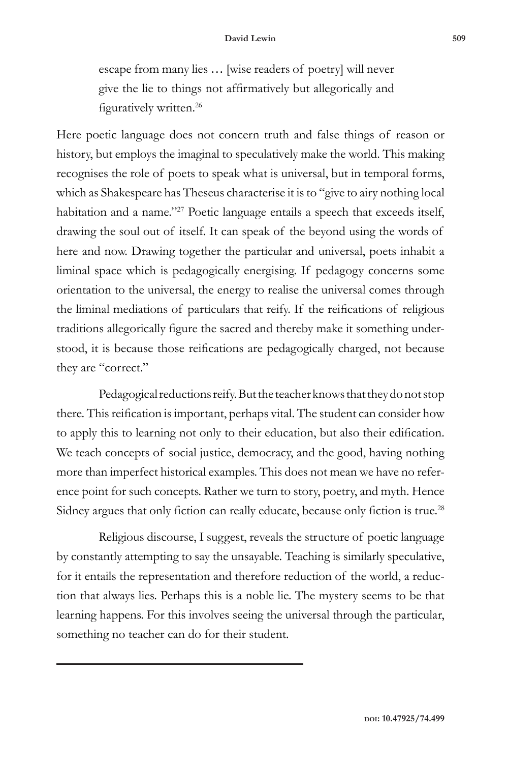> escape from many lies … [wise readers of poetry] will never give the lie to things not affirmatively but allegorically and figuratively written.[26]

Here poetic language does not concern truth and false things of reason or history, but employs the imaginal to speculatively make the world. This making recognises the role of poets to speak what is universal, but in temporal forms, which as Shakespeare has Theseus characterise it is to "give to airy nothing local habitation and a name."[27] Poetic language entails a speech that exceeds itself, drawing the soul out of itself. It can speak of the beyond using the words of here and now. Drawing together the particular and universal, poets inhabit a liminal space which is pedagogically energising. If pedagogy concerns some orientation to the universal, the energy to realise the universal comes through the liminal mediations of particulars that reify. If the reifications of religious traditions allegorically figure the sacred and thereby make it something understood, it is because those reifications are pedagogically charged, not because they are "correct."

Pedagogical reductions reify. But the teacher knows that they do not stop there. This reification is important, perhaps vital. The student can consider how to apply this to learning not only to their education, but also their edification. We teach concepts of social justice, democracy, and the good, having nothing more than imperfect historical examples. This does not mean we have no reference point for such concepts. Rather we turn to story, poetry, and myth. Hence Sidney argues that only fiction can really educate, because only fiction is true.[28]

Religious discourse, I suggest, reveals the structure of poetic language by constantly attempting to say the unsayable. Teaching is similarly speculative, for it entails the representation and therefore reduction of the world, a reduction that always lies. Perhaps this is a noble lie. The mystery seems to be that learning happens. For this involves seeing the universal through the particular, something no teacher can do for their student.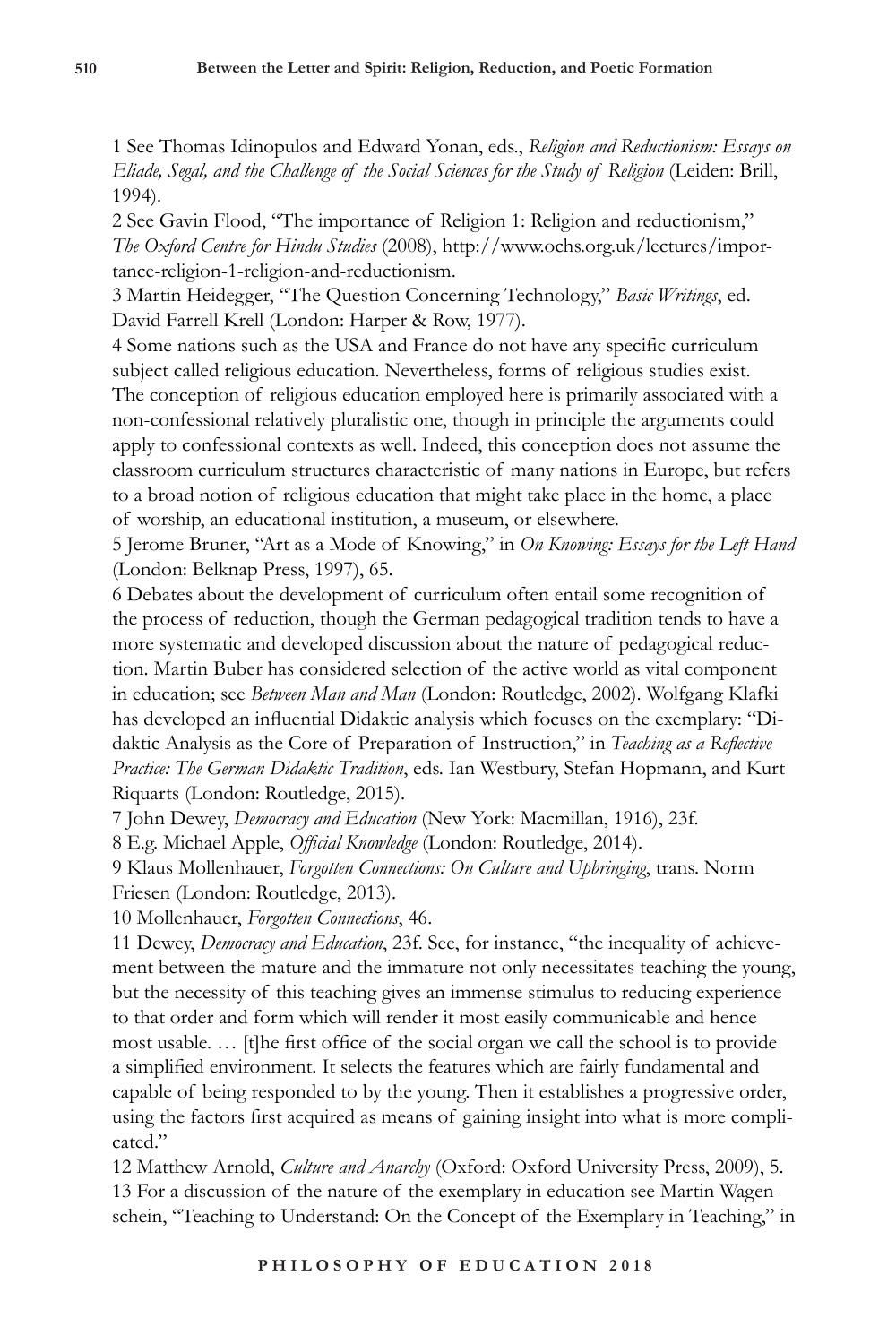1 See Thomas Idinopulos and Edward Yonan, eds., *Religion and Reductionism: Essays on Eliade, Segal, and the Challenge of the Social Sciences for the Study of Religion* (Leiden: Brill, 1994).

2 See Gavin Flood, "The importance of Religion 1: Religion and reductionism," *The Oxford Centre for Hindu Studies* (2008), http://www.ochs.org.uk/lectures/importance-religion-1-religion-and-reductionism.

3 Martin Heidegger, "The Question Concerning Technology," *Basic Writings*, ed. David Farrell Krell (London: Harper & Row, 1977).

4 Some nations such as the USA and France do not have any specific curriculum subject called religious education. Nevertheless, forms of religious studies exist. The conception of religious education employed here is primarily associated with a non-confessional relatively pluralistic one, though in principle the arguments could apply to confessional contexts as well. Indeed, this conception does not assume the classroom curriculum structures characteristic of many nations in Europe, but refers to a broad notion of religious education that might take place in the home, a place of worship, an educational institution, a museum, or elsewhere.

5 Jerome Bruner, "Art as a Mode of Knowing," in *On Knowing: Essays for the Left Hand* (London: Belknap Press, 1997), 65.

6 Debates about the development of curriculum often entail some recognition of the process of reduction, though the German pedagogical tradition tends to have a more systematic and developed discussion about the nature of pedagogical reduction. Martin Buber has considered selection of the active world as vital component in education; see *Between Man and Man* (London: Routledge, 2002). Wolfgang Klafki has developed an influential Didaktic analysis which focuses on the exemplary: "Didaktic Analysis as the Core of Preparation of Instruction," in *Teaching as a Reflective Practice: The German Didaktic Tradition*, eds. Ian Westbury, Stefan Hopmann, and Kurt Riquarts (London: Routledge, 2015).

7 John Dewey, *Democracy and Education* (New York: Macmillan, 1916), 23f.

8 E.g. Michael Apple, *Official Knowledge* (London: Routledge, 2014).

9 Klaus Mollenhauer, *Forgotten Connections: On Culture and Upbringing*, trans. Norm Friesen (London: Routledge, 2013).

10 Mollenhauer, *Forgotten Connections*, 46.

11 Dewey, *Democracy and Education*, 23f. See, for instance, "the inequality of achievement between the mature and the immature not only necessitates teaching the young, but the necessity of this teaching gives an immense stimulus to reducing experience to that order and form which will render it most easily communicable and hence most usable. … [t]he first office of the social organ we call the school is to provide a simplified environment. It selects the features which are fairly fundamental and capable of being responded to by the young. Then it establishes a progressive order, using the factors first acquired as means of gaining insight into what is more complicated."

12 Matthew Arnold, *Culture and Anarchy* (Oxford: Oxford University Press, 2009), 5.

13 For a discussion of the nature of the exemplary in education see Martin Wagenschein, "Teaching to Understand: On the Concept of the Exemplary in Teaching," in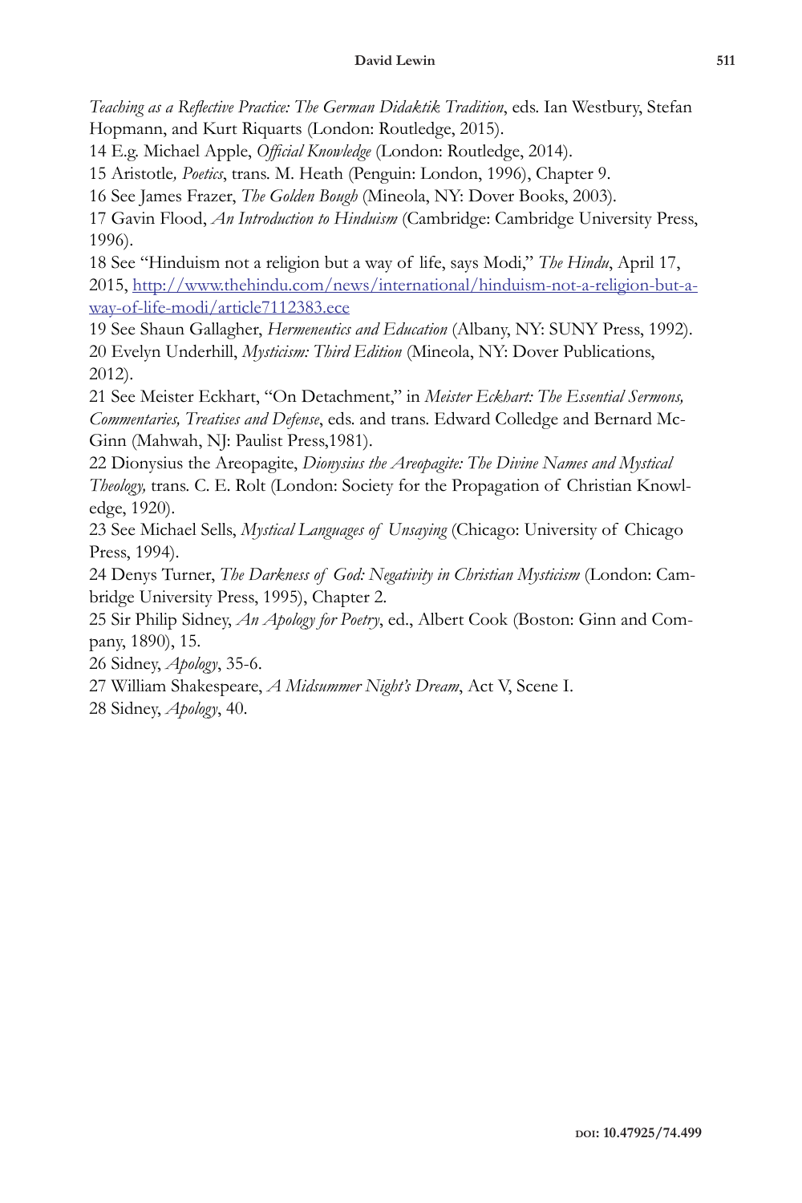*Teaching as a Reflective Practice: The German Didaktik Tradition*, eds. Ian Westbury, Stefan Hopmann, and Kurt Riquarts (London: Routledge, 2015).

14 E.g. Michael Apple, *Official Knowledge* (London: Routledge, 2014).

15 Aristotle*, Poetics*, trans. M. Heath (Penguin: London, 1996), Chapter 9.

16 See James Frazer, *The Golden Bough* (Mineola, NY: Dover Books, 2003).

17 Gavin Flood, *An Introduction to Hinduism* (Cambridge: Cambridge University Press, 1996).

18 See "Hinduism not a religion but a way of life, says Modi," *The Hindu*, April 17, 2015, http://www.thehindu.com/news/international/hinduism-not-a-religion-but-a-way-of-life-modi/article7112383.ece

19 See Shaun Gallagher, *Hermeneutics and Education* (Albany, NY: SUNY Press, 1992).

20 Evelyn Underhill, *Mysticism: Third Edition* (Mineola, NY: Dover Publications, 2012).

21 See Meister Eckhart, "On Detachment," in *Meister Eckhart: The Essential Sermons, Commentaries, Treatises and Defense*, eds. and trans. Edward Colledge and Bernard McGinn (Mahwah, NJ: Paulist Press,1981).

22 Dionysius the Areopagite, *Dionysius the Areopagite: The Divine Names and Mystical Theology,* trans. C. E. Rolt (London: Society for the Propagation of Christian Knowledge, 1920).

23 See Michael Sells, *Mystical Languages of Unsaying* (Chicago: University of Chicago Press, 1994).

24 Denys Turner, *The Darkness of God: Negativity in Christian Mysticism* (London: Cambridge University Press, 1995), Chapter 2.

25 Sir Philip Sidney, *An Apology for Poetry*, ed., Albert Cook (Boston: Ginn and Company, 1890), 15.

26 Sidney, *Apology*, 35-6.

27 William Shakespeare, *A Midsummer Night's Dream*, Act V, Scene I.

28 Sidney, *Apology*, 40.